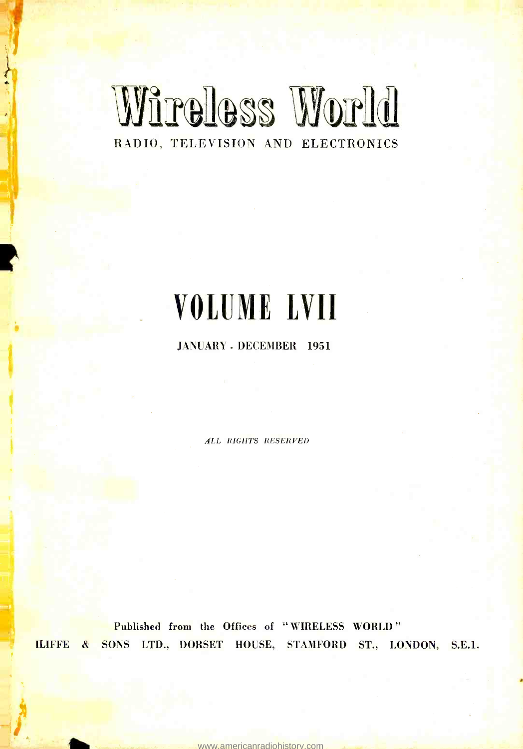# Wireless World

RADIO, TELEVISION AND ELECTRONICS

# VOLUME LVII

JANUARY - DECEMBER 1951

*ALL RIGHTS RESERVED*

Published from the Offices of "WIRELESS WORLD"

ILIFFE & SONS LTD., DORSET HOUSE, STAMFORD ST., LONDON, S.E.1.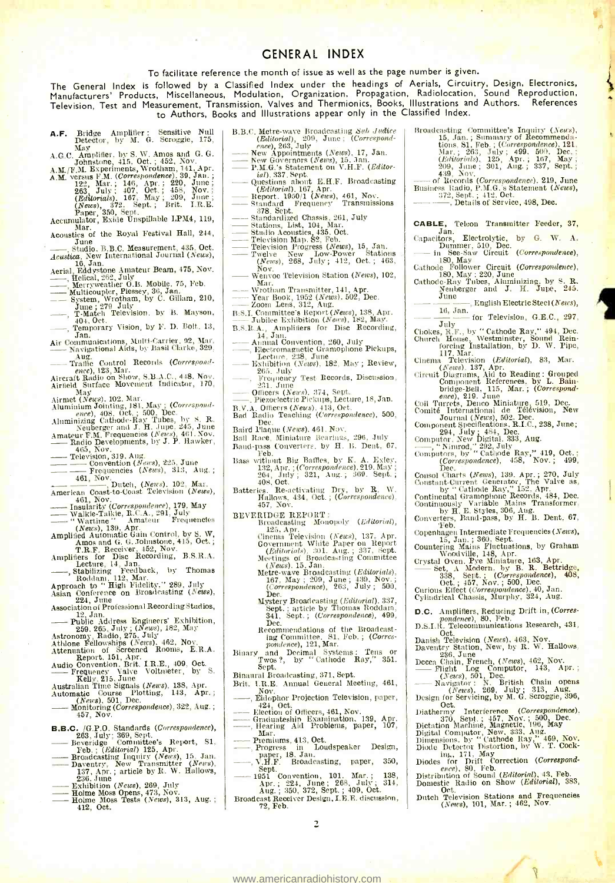# GENERAL INDEX

To facilitate reference the month of issue as well as the page number is given.

The General Index is followed by a Classified Index under the headings of Aerials, Circuitry, Design, Electronics, Manufacturers' Products, Miscellaneous, Modulation, Organization, Propagation, Radiolocation, Sound Reproduction, Television, Test and Measurement, Transmission, Valves and Thermionics, Books, Illustrations and Authors. References to Authors, Books and Illustrations appear only in the Classified Index.

**A.F.** Bridge Amplifier: Sensitive Null Detector, by M. G. Scroggie, 175, May
A.G.C. Amplifier, by S. W. Amos and G. G. Johnstone, 415, Oct.; 452, Nov.
A.M./F.M. Experiments, Wrotham, 141, Apr.
A.M. versus F.M. (*Correspondence*), 39, Jan.; 122, Mar.; 146, Apr.; 220, June; 263, July; 407, Oct.; 458, Nov.; (*Editorials*), 167, May; 209, June; (*News*), 372, Sept.; Brit. I.R.E. Paper, 350, Sept.
Accumulator, Exide Unspillable LPM4, 119, Mar.
Acoustics of the Royal Festival Hall, 244, June
——, Studio, B.B.C. Measurement, 435, Oct.
*Acustica*, New International Journal (*News*), 16, Jan.
Aerial, Eddystone Amateur Beam, 475, Nov.
——, Helical, 262, July
——, Merryweather O.B. Mobile, 75, Feb.
——, Multicoupler, Plessey, 36, Jan.
—— System, Wrotham, by C. Gillam, 210, June; 279, July
——, T-Match Television, by B. Mayson, 404, Oct.
——, Temporary Vision, by F. D. Bolt, 13, Jan.
Air Communications, Multi-Carrier, 92, Mar.
—— Navigational Aids, by Basil Clarke, 329, Aug.
—— Traffic Control Records (*Correspondence*), 123, Mar.
Aircraft Radio on Show, S.B.A.C., 418, Nov.
Airfield Surface Movement Indicator, 170, May
Airmet (*News*), 102, Mar.
Aluminium Jointing, 181, May; (*Correspondence*), 408, Oct.; 500, Dec.
Aluminizing Cathode-Ray Tubes, by S. R. Neuberger and J. H. Jupe, 245, June
Amateur F.M. Frequencies (*News*), 461, Nov.
—— Radio Developments, by J. P. Hawker, 465, Nov.
—— Television, 319, Aug.
—— —— Convention (*News*), 225, June
—— —— Frequencies (*News*), 313, Aug.; 461, Nov.
—— —— ——, Dutch, (*News*), 102, Mar.
American Coast-to-Coast Television (*News*), 461, Nov.
—— Insularity (*Correspondence*), 179, May
—— Walkie-Talkie, R.C.A., 291, July
—— "Wartime" Amateur Frequencies (*News*), 139, Apr.
Amplified Automatic Gain Control, by S. W. Amos and G. G. Johnstone, 415, Oct.; T.R.F. Receiver, 452, Nov.
Amplifiers for Disc Recording, B.S.R.A. Lecture, 14, Jan.
——, Stabilizing Feedback, by Thomas Roddam, 112, Mar.
Approach to "High Fidelity," 289, July
Asian Conference on Broadcasting (*News*), 224, June
Association of Professional Recording Studios, 12, Jan.
—— Public Address Engineers' Exhibition, 259, 265, July; (*News*), 182, May
Astronomy, Radio, 275, July
Athlone Fellowships (*News*), 462, Nov.
Attenuation of Screened Rooms, E.R.A. Report, 151, Apr.
Audio Convention, Brit. I.R.E., 409, Oct.
—— Frequency Valve Voltmeter, by S. Kelly, 215, June
Australian Time Signals (*News*), 138, Apr.
Automatic Course Plotting, 143, Apr.; (*News*), 501, Dec.
—— Monitoring (*Correspondence*), 322, Aug.; 457, Nov.

**B.B.C.** /G.P.O. Standards (*Correspondence*), 263, July; 369, Sept.
—— Beveridge Committee's Report, 81, Feb.; (*Editorial*) 125, Apr.
—— Broadcasting Inquiry (*News*), 15, Jan.
—— Daventry, New Transmitter (*News*), 137, Apr.; article by R. W. Hallows, 236, June
—— Exhibition (*News*), 269, July
—— Holme Moss Opens, 473, Nov.
—— Holme Moss Tests (*News*), 313, Aug.; 412, Oct.
B.B.C. Metre-wave Broadcasting *Sub Judice* (*Editorial*), 209, June; (*Correspondence*), 263, July
—— New Appointments (*News*), 17, Jan.
—— New Governors (*News*), 15, Jan.
—— P.M.G.'s Statement on V.H.F. (*Editorial*), 337, Sept.
—— Questions about E.H.F. Broadcasting (*Editorial*), 167, Apr.
—— Report, 1950/1 (*News*), 461, Nov.
—— Standard Frequency Transmissions 378, Sept.
—— Standardized Chassis, 261, July
—— Stations, List, 104, Mar.
—— Studio Acoustics, 435, Oct.
—— Television Map, 82, Feb.
—— Television Progress (*News*), 15, Jan.
—— Twelve New Low-Power Stations (*News*), 268, July; 412, Oct.; 463, Nov.
—— Wenvoe Television Station (*News*), 102, Mar.
—— Wrotham Transmitter, 141, Apr.
—— Year Book, 1952 (*News*), 502, Dec.
—— Zoom Lens, 312, Aug.
B.S.I. Committee's Report (*News*), 138, Apr.
—— Jubilee Exhibition (*News*), 182, May
B.S.R.A., Amplifiers for Disc Recording, 14, Jan.
——, Annual Convention, 260, July
——, Electromagnetic Gramophone Pickups, Lecture, 238, June
——, Exhibition (*News*), 182, May; Review, 265, July
——, Frequency Test Records, Discussion, 231, June
——, Officers (*News*), 374, Sept.
——, Piezoelectric Pickups, Lecture, 18, Jan.
B.V.A. Officers (*News*), 413, Oct.
Bad Radio Teaching (*Correspondence*), 500, Dec.
Baird Plaque (*News*), 461, Nov.
Ball Race, Miniature Bearings, 296, July
Band-pass Converters, by H. B. Dent, 67, Feb.
Bass without Big Baffles, by K. A. Exley, 132, Apr.; (*Correspondence*), 219, May; 264, July; 321, Aug.; 369, Sept.; 408, Oct.
Batteries, Re-activating Dry, by R. W. Hallows, 434, Oct.; (*Correspondence*), 457, Nov.
BEVERIDGE REPORT:
Broadcasting Monopoly (*Editorial*), 125, Apr.
Cinema Television (*News*), 137, Apr.
Government White Paper on Report (*Editorials*), 301, Aug.; 337, Sept.
Meetings of Broadcasting Committee (*News*), 15, Jan.
Metre-wave Broadcasting (*Editorials*), 167, May; 209, June; 439, Nov.; (*Correspondence*), 263, July; 500, Dec.
Mystery Broadcasting (*Editorial*), 337, Sept.; article by Thomas Roddam, 341, Sept.; (*Correspondence*), 499, Dec.
Recommendations of the Broadcasting Committee, 81, Feb.; (*Correspondence*), 121, Mar.
Binary and Decimal Systems: Tens or Twos?, by "Cathode Ray," 351, Sept.
Binaural Broadcasting, 371, Sept.
Brit. I.R.E. Annual General Meeting, 461, Nov.
——, Eidophor Projection Television, paper, 424, Oct.
——, Election of Officers, 461, Nov.
——, Graduateship Examination, 139, Apr.
——, Hearing Aid Problems, paper, 107, Mar.
——, Premiums, 413, Oct.
——, Progress in Loudspeaker Design, paper, 18, Jan.
——, V.H.F. Broadcasting, paper, 350, Sept.
—— 1951 Convention, 101, Mar.; 138, Apr.; 224, June; 268, July; 314, Aug.; 350, 372, Sept.; 409, Oct.
Broadcast Receiver Design, I.E.E. discussion, 72, Feb.
Broadcasting Committee's Inquiry (*News*), 15, Jan.; Summary of Recommendations, 81, Feb.; (*Correspondence*), 121, Mar.; 263, July; 499, 500, Dec.; (*Editorials*), 125, Apr.; 167, May; 209, June; 301, Aug.; 337, Sept.; 439, Nov.
—— of Records (*Correspondence*), 219, June
Business Radio, P.M.G.'s Statement (*News*), 372, Sept.; 412, Oct.
—— ——, Details of Service, 498, Dec.

**CABLE**, Telcon Transmitter Feeder, 37, Jan.
Capacitors, Electrolytic, by G. W. A. Dummer, 510, Dec.
—— in See-Saw Circuit (*Correspondence*), 180, May
Cathode Follower Circuit (*Correspondence*), 180, May; 220, June
Cathode-Ray Tubes, Aluminizing, by S. R. Neuberger and J. H. Jupe, 245, June
—— —— ——, English Electric Steel (*News*), 16, Jan.
—— —— —— for Television, G.E.C., 297, July
Chokes, R.F., by "Cathode Ray," 494, Dec.
Church House, Westminster, Sound Reinforcing Installation, by D. W. Pipe, 117, Mar.
Cinema Television (*Editorial*), 83, Mar. (*News*), 137, Apr.
Circuit Diagrams, Aid to Reading: Grouped Component References, by L. Bainbridge-Bell, 115, Mar.; (*Correspondence*), 219, June
Coil Turrets, Denco Miniature, 519, Dec.
Comité International de Télévision, New Journal (*News*), 502, Dec.
Component Specifications, R.I.C., 238, June; 294, July; 484, Dec.
Computor, New Digital, 333, Aug.
——, "Nimrod," 292, July
Computors, by "Cathode Ray," 419, Oct.; (*Correspondence*), 458, Nov.; 499, Dec.
Consol Charts (*News*), 139, Apr.; 270, July
Constant-Current Generator, The Valve as, by "Cathode Ray," 152, Apr.
Continental Gramophone Records, 484, Dec.
Continuously Variable Mains Transformer, by H. E. Styles, 396, Aug.
Converters, Band-pass, by H. B. Dent, 67, Feb.
Copenhagen Intermediate Frequencies (*News*), 15, Jan.; 360, Sept.
Countering Mains Fluctuations, by Graham Woodville, 148, Apr.
Crystal Oven, Pye Miniature, 163, Apr.
—— Set, A Modern, by R. R. Bettridge, 338, Sept.; (*Correspondence*), 408, Oct.; 457, Nov.; 500, Dec.
Curious Effect (*Correspondence*), 40, Jan.
Cylindrical Chassis, Murphy, 324, Aug.

**D.C.** Amplifiers, Reducing Drift in, (*Correspondence*), 80, Feb.
D.S.I.R. Telecommunications Research, 431, Oct.
Danish Television (*News*), 463, Nov.
Daventry Station, New, by R. W. Hallows, 236, June
Decca Chain, French, (*News*), 462, Nov.
—— Flight Log Computor, 143, Apr.; (*News*), 501, Dec.
—— Navigator: N. British Chain opens (*News*), 269, July; 313, Aug.
Design for Servicing, by M. G. Scroggie, 396, Oct.
Diathermy Interference (*Correspondence*), 370, Sept.; 457, Nov.; 500, Dec.
Dictation Machine, Magnetic, 196, May
Digital Computor, New, 333, Aug.
Dimensions, by "Cathode Ray," 469, Nov.
Diode Detector Distortion, by W. T. Cocking, 171, May
Diodes for Drift Correction (*Correspondence*), 80, Feb.
Distribution of Sound (*Editorial*), 43, Feb.
Domestic Radio on Show (*Editorial*), 383, Oct.
Dutch Television Stations and Frequencies (*News*), 101, Mar.; 462, Nov.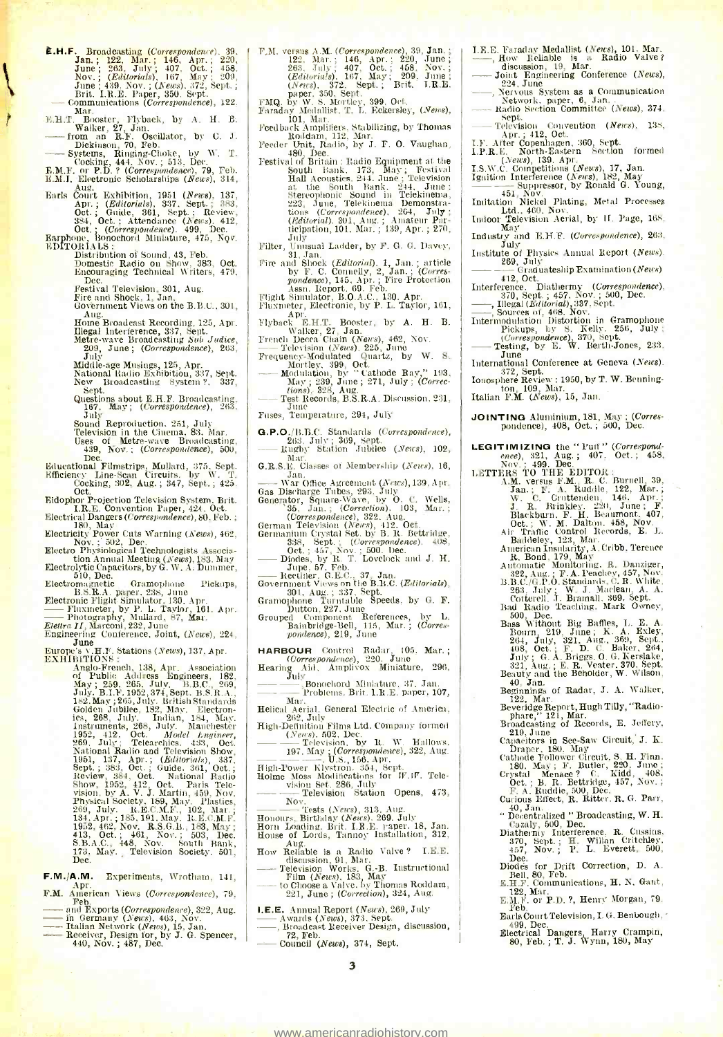**E.H.F.** Broadcasting (*Correspondence*), 39, Jan.; 122, Mar.; 146, Apr.; 220, June; 263, July; 407, Oct.; 458, Nov.; (*Editorials*), 167, May; 209, June; 439, Nov.; (*News*), 372, Sept.; Brit. I.R.E. Paper, 350, Sept.
—— Communications (*Correspondence*), 122, Mar.

E.H.T. Booster, Flyback, by A. H. B. Walker, 27, Jan.
—— from an R.F. Oscillator, by C. J. Dickinson, 70, Feb.
—— Systems, Ringing-Choke, by W. T. Cocking, 444, Nov.; 513, Dec.

E.M.F. or P.D.? (*Correspondence*), 79, Feb.

E.M.I. Electronic Scholarships (*News*), 314, Aug.

Earls Court Exhibition, 1951 (*News*), 137, Apr.; (*Editorials*), 337, Sept.; 383, Oct.; Guide, 361, Sept.; Review, 384, Oct.; Attendance (*News*), 412, Oct.; (*Correspondence*), 499, Dec.

Earphone, Bonochord Miniature, 475, Nov.

EDITORIALS:
- Distribution of Sound, 43, Feb.
- Domestic Radio on Show, 383, Oct.
- Encouraging Technical Writers, 479, Dec.
- Festival Television, 301, Aug.
- Fire and Shock, 1, Jan.
- Government Views on the B.B.C., 301, Aug.
- Home Broadcast Recording, 125, Apr.
- Illegal Interference, 337, Sept.
- Metre-wave Broadcasting *Sub Judice*, 209, June; (*Correspondence*), 263, July
- Middle-age Musings, 125, Apr.
- National Radio Exhibition, 337, Sept.
- New Broadcasting System?, 337, Sept.
- Questions about E.H.F. Broadcasting, 167, May; (*Correspondence*), 263, July
- Sound Reproduction, 251, July
- Television in the Cinema, 83, Mar.
- Uses of Metre-wave Broadcasting, 439, Nov.; (*Correspondence*), 500, Dec.

Educational Filmstrips, Mullard, 375, Sept.

Efficiency Line-Scan Circuits, by W. T. Cocking, 302, Aug.; 347, Sept.; 425, Oct.

Eidophor Projection Television System, Brit. I.R.E. Convention Paper, 424, Oct.

Electrical Dangers (*Correspondence*), 80, Feb.; 180, May

Electricity Power Cuts Warning (*News*), 462, Nov.; 502, Dec.

Electro Physiological Technologists Association Annual Meeting (*News*), 183, May

Electrolytic Capacitors, by G. W. A. Dummer, 510, Dec.

Electromagnetic Gramophone Pickups, B.S.R.A. paper, 238, June

Electronic Flight Simulator, 130, Apr.
—— Fluxmeter, by P. L. Taylor, 161, Apr.
—— Photography, Mullard, 87, Mar.

*Elettra II*, Marconi, 232, June

Engineering Conference, Joint, (*News*), 224, June

Europe's V.H.F. Stations (*News*), 137, Apr.

EXHIBITIONS:
Anglo-French, 138, Apr. Association of Public Address Engineers, 182, May; 259, 265, July. B.B.C., 269, July. B.I.F. 1952, 374, Sept. B.S.R.A., 182, May; 265, July. British Standards Golden Jubilee, 182, May. Electronics, 268, July. Indian, 184, May. Instruments, 268, July. Manchester 1952, 412, Oct. *Model Engineer*, 269, July. Telearchics, 433, Oct. National Radio and Television Show, 1951, 137, Apr.; (*Editorials*), 337, Sept.; 383, Oct. Guide, 361, Oct.; Review, 384, Oct. National Radio Show, 1952, 412, Oct. Paris Television, by A. V. J. Martin, 459, Nov. Physical Society, 189, May. Plastics, 269, July. R.E.C.M.F., 102, Mar.; 134, Apr.; 185, 191, May. R.E.C.M.F. 1952, 462, Nov. R.S.G.B., 183, May; 413, Oct.; 461, Nov.; 503, Dec. S.B.A.C., 448, Nov. South Bank, 173, May. Television Society, 501, Dec.

**F.M./A.M.** Experiments, Wrotham, 141, Apr.

F.M. American Views (*Correspondence*), 79, Feb.
—— and Exports (*Correspondence*), 322, Aug.
—— in Germany (*News*), 463, Nov.
—— Italian Network (*News*), 15, Jan.
—— Receiver, Design for, by J. G. Spencer, 440, Nov.; 487, Dec.

F.M. versus A.M. (*Correspondence*), 39, Jan.; 122, Mar.; 146, Apr.; 220, June; 263, July; 407, Oct.; 458, Nov.; (*Editorials*), 167, May; 209, June; (*News*), 372, Sept.; Brit. I.R.E. paper, 350, Sept.

FMQ, by W. S. Mortley, 399, Oct.

Faraday Medallist, T. L. Eckersley, (*News*), 101, Mar.

Feedback Amplifiers, Stabilizing, by Thomas Roddam, 112, Mar.

Feeder Unit, Radio, by J. F. O. Vaughan, 480, Dec.

Festival of Britain: Radio Equipment at the South Bank, 173, May; Festival Hall Acoustics, 244, June; Television at the South Bank, 244, June; Stereophonic Sound in Telekinema, 223, June, Telekinema Demonstrations (*Correspondence*), 264, July; (*Editorial*), 301, Aug.; Amateur Participation, 101, Mar.; 139, Apr.; 270, July

Filter, Unusual Ladder, by F. G. G. Davey, 31, Jan.

Fire and Shock (*Editorial*), 1, Jan.; article by F. C. Connelly, 2, Jan.; (*Correspondence*), 145, Apr.; Fire Protection Assn. Report, 69, Feb.

Flight Simulator, B.O.A.C., 130, Apr.

Fluxmeter, Electronic, by P. L. Taylor, 161, Apr.

Flyback E.H.T. Booster, by A. H. B. Walker, 27, Jan.

French Decca Chain (*News*), 462, Nov.
—— Television (*News*), 225, June

Frequency-Modulated Quartz, by W. S. Mortley, 399, Oct.
—— Modulation, by "Cathode Ray," 193, May; 239, June; 271, July; (*Corrections*), 328, Aug.
—— Test Records, B.S.R.A. Discussion, 231, June

Fuses, Temperature, 294, July

**G.P.O.**/B.B.C. Standards (*Correspondence*), 263, July; 369, Sept.
—— Rugby Station Jubilee (*News*), 102, Mar.

G.R.S.E. Classes of Membership (*News*), 16, Jan.
—— War Office Agreement (*News*), 139, Apr.

Gas Discharge Tubes, 293, July

Generator, Square-Wave, by O. C. Wells, 35, Jan.; (*Correction*), 103, Mar.; (*Correspondence*), 322, Aug.

German Television (*News*), 412, Oct.

Germanium Crystal Set, by B. R. Bettridge, 338, Sept.; (*Correspondence*), 408, Oct.; 457, Nov.; 500, Dec.
—— Diodes, by R. T. Lovelock and J. H. Jupe, 57, Feb.
—— Rectifier, G.E.C., 37, Jan.

Government Views on the B.B.C. (*Editorials*), 301, Aug.; 337, Sept.

Gramophone Turntable Speeds, by G. F. Dutton, 227, June

Grouped Component References, by L. Bainbridge-Bell, 115, Mar.; (*Correspondence*), 219, June

**HARBOUR** Control Radar, 105, Mar.; (*Correspondence*), 220, June

Hearing Aid, Amplivox Miniature, 296, July
—— ——, Bonochord Miniature, 37, Jan.
—— —— Problems, Brit. I.R.E. paper, 107, Mar.

Helical Aerial, General Electric of America, 262, July

High-Definition Films Ltd. Company formed (*News*), 502, Dec.
—— —— Television, by R. W. Hallows, 197, May; (*Correspondence*), 322, Aug.
—— ——, U.S., 156, Apr.

High-Power Klystron, 354, Sept.

Holme Moss Modifications for W.H.F. Television Sound, 286, July
—— —— Television Station Opens, 473, Nov.
—— —— Tests (*News*), 313, Aug.

Honours, Birthday (*News*), 269, July

Horn Loading, Brit. I.R.E. paper, 18, Jan.

House of Lords, Tannoy Installation, 312, Aug.

How Reliable is a Radio Valve? I.E.E. discussion, 91, Mar.
—— Television Works, G.-B. Instructional Film (*News*), 183, May
—— to Choose a Valve, by Thomas Roddam, 221, June; (*Correction*), 324, Aug.

**I.E.E.** Annual Report (*News*), 269, July
——, Awards (*News*), 373, Sept.
——, Broadcast Receiver Design, discussion, 72, Feb.
—— Council (*News*), 374, Sept.

I.E.E. Faraday Medallist (*News*), 101, Mar.
——, How Reliable is a Radio Valve? discussion, 19, Mar.
—— Joint Engineering Conference (*News*), 224, June
——, Nervous System as a Communication Network, paper, 6, Jan.
—— Radio Section Committee (*News*), 374, Sept.
—— Television Convention (*News*), 138, Apr.; 412, Oct.

I.F. After Copenhagen, 360, Sept.

I.P.R.E. North-Eastern Section formed (*News*), 139, Apr.

I.S.W.C. Competitions (*News*), 17, Jan.

Ignition Interference (*News*), 182, May
—— —— Suppressor, by Ronald G. Young, 451, Nov.

Imitation Nickel Plating, Metal Processes Ltd., 460, Nov.

Indoor Television Aerial, by H. Page, 168, May

Industry and E.H.F. (*Correspondence*), 263, July

Institute of Physics Annual Report (*News*), 269, July
—— —— Graduateship Examination (*News*) 412, Oct.

Interference, Diathermy (*Correspondence*), 370, Sept.; 457, Nov.; 500, Dec.
——, Illegal (*Editorial*), 337, Sept.
——, Sources of, 468, Nov.

Intermodulation Distortion in Gramophone Pickups, by S. Kelly, 256, July; (*Correspondence*), 370, Sept.
—— Testing, by E. W. Berth-Jones, 233, June

International Conference at Geneva (*News*), 372, Sept.

Ionosphere Review: 1950, by T. W. Bennington, 109, Mar.

Italian F.M. (*News*), 15, Jan.

**JOINTING** Aluminium, 181, May; (*Correspondence*), 408, Oct.; 500, Dec.

**LEGITIMIZING** the "Puff" (*Correspondence*), 321, Aug.; 407, Oct.; 458, Nov.; 499, Dec.

LETTERS TO THE EDITOR:
- A.M. versus F.M., R. C. Burnell, 39, Jan.; F. A. Ruddle, 122, Mar.; W. C. Cruttenden, 146, Apr.; J. R. Brinkley, 220, June; F. Blackburn, F. H. Beaumont, 407, Oct.; W. M. Dalton, 458, Nov.
- Air Traffic Control Records, E. L. Baddeley, 123, Mar.
- American Insularity, A. Cribb, Terence R. Bond, 179, May
- Automatic Monitoring, R. Danziger, 322, Aug.; F. A. Peachey, 457, Nov.
- B.B.C./G.P.O. Standards, C. R. White, 263, July; W. J. Maclean, A. A. Cotterell, J. Bramall, 369, Sept.
- Bad Radio Teaching, Mark Owney, 500, Dec.
- Bass Without Big Baffles, L. E. A. Bourn, 219, June; K. A. Exley, 264, July, 321, Aug., 369, Sept., 408, Oct.; F. D. C. Baker, 264, July; G. A. Briggs, O. G. Kerslake, 321, Aug.; E. R. Veater, 370, Sept.
- Beauty and the Beholder, W. Wilson, 40, Jan.
- Beginnings of Radar, J. A. Walker, 122, Mar.
- Beveridge Report, Hugh Tilly, "Radiophare," 121, Mar.
- Broadcasting of Records, E. Jeffery, 219, June
- Capacitors in See-Saw Circuit, J. K. Draper, 180, May
- Cathode Follower Circuit, S. H. Finn, 180, May; F. Butler, 220, June; Crystal Menace? C. Kidd, 408, Oct.; B. R. Bettridge, 457, Nov.; F. A. Ruddle, 500, Dec.
- Curious Effect, R. Ritter, R. G. Parr, 40, Jan.
- "Decentralized" Broadcasting, W. H. Cazaly, 500, Dec.
- Diathermy Interference, R. Cussins, 370, Sept.; H. Willan Critchley, 457, Nov.; P. L. Everett, 500, Dec.
- Diodes for Drift Correction, D. A. Bell, 80, Feb.
- E.H.F. Communications, H. N. Gant, 122, Mar.
- E.M.F. or P.D.?, Henry Morgan, 79, Feb.
- Earls Court Television, I. G. Benbough, 499, Dec.
- Electrical Dangers, Harry Crampin, 80, Feb.; T. J. Wynn, 180, May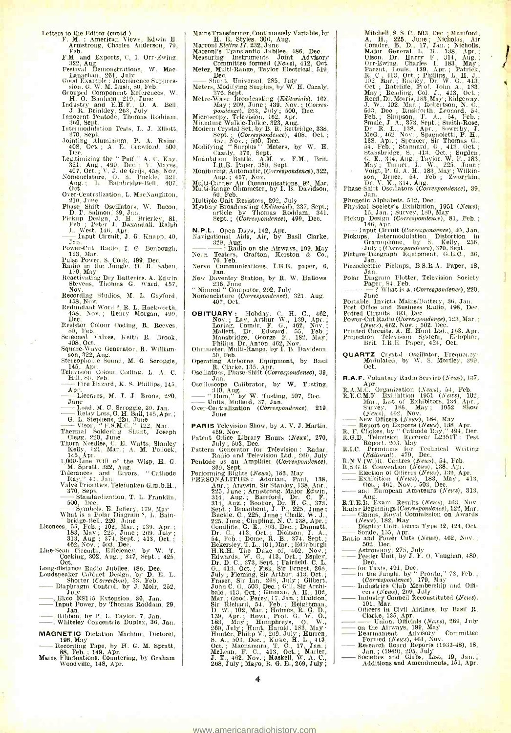Letters to the Editor (contd.)

F. M. : American Views, Edwin H. Armstrong, Charles Anderson, 79, Feb.

F.M. and Exports, C. I. Orr-Ewing, 322, Aug.

Festival Demonstrations, W. MacLanachan, 264, July

Good Example : Interference Suppression, G. W. M. Lush, 80, Feb.

Grouped Component References, W. H. O. Banham, 219, June

Industry and E.H.F., D. A. Bell, J. R. Brinkley, 263, July

Innocent Pentode, Thomas Roddam, 369, Sept.

Intermodulation Tests, L. J. Elliott, 370, Sept.

Jointing Aluminium, P. A. Raine, 408, Oct. ; A. E. Crawford, 500, Dec.

Legitimizing the "Puff," A. C. Kay, 321, Aug.; 499, Dec.; V. Mayes, 407, Oct. ; V. J. de Grijs, 458, Nov.

Nomenclature, O. S. Puckle, 321, Aug. ; L. Bainbridge-Bell, 407, Oct.

Over-Centralization, L. MacNaughton, 219, June

Phase Shift Oscillators, W. Bacon, D. P. Salmon, 39, Jan.

Pickup Design, J. H. Brierley, 81, Feb. ; Peter J. Baxandall, Ralph L. West, 146, Apr.

—— Input Circuit, J. G. Knapp, 40, Jan.

Power-Cut Radio, I. G. Benbough, 123, Mar.

Pulse Power, S. Cook, 499, Dec.

Radio in the Jungle, D. R. Saben, 179, May

Reactivating Dry Batteries, A. Edwin Stevens, Thomas G. Ward, 457, Nov.

Recording Studios, M. L. Gayford, 458, Nov.

Redundant Word ?, R. L. Hackworth, 458, Nov.; Henry Morgan, 499, Dec.

Resistor Colour Coding, R. Reeves, 80, Feb.

Screened Valves, Keith R. Brook, 408, Oct.

Square-Wave Generator, R. Williamson, 322, Aug.

Stereophonic Sound, M. G. Scroggie, 145, Apr.

Television Colour Coding, L. A. C. Hill, 80, Feb.

—— Fire Hazard, K. S. Phillips, 145, Apr.

—— Licences, M. J. J. Brons, 220, June

—— Load, M. G. Scroggie, 39, Jan.

—— Relay Loss, G. H. Ball, 145, Apr.; G. L. Stephens, 220, June

—— Visor, "F.S.M.C.," 122, Mar.

Thermal Soldering Shunt, Joseph Clegg, 220, June

Thorn Needles, C. E. Watts, Stanley Kelly, 121, Mar.; A. M. Pollock, 145, Apr.

1,000-Line Will o' the Wisp, H. G. M. Spratt, 322, Aug.

Tolerances and Errors, "Cathode Ray," 41, Jan.

Valve Priorities, Telefunken G.m.b.H., 370, Sept.

—— Standardization, T. L. Franklin, 500, Dec.

—— Symbols, E. Jeffery, 179, May

What is a Polar Diagram ?, L. Bainbridge-Bell, 220, June

Licences, 55, Feb. ; 102, Mar. ; 139, Apr. ; 183, May ; 225, June ; 269, July ; 313, Aug. ; 374, Sept. ; 413, Oct. ; 462, Nov. ; 503, Dec.

Line-Scan Circuits, Efficiency, by W. T. Cocking, 302, Aug. ; 347, Sept. ; 425, Oct.

Long-distance Radio Jubilee, 486, Dec.

Loudspeaker Cabinet Design, by D. E. L. Shorter (*Correction*), 53, Feb.

—— Diaphragm Control, by J. Moir, 252, July

——, Ekco ES115 Extension, 36, Jan.

—— Input Power, by Thomas Roddam, 29, Jan.

——, Ribbon, by P. L. Taylor, 7, Jan.

——, Whiteley Concentric Duplex, 36, Jan.

**MAGNETIC** Dictation Machine, Dictorel, 196, May

—— Recording Tape, by H. G. M. Spratt, 88, Feb. ; 149, Apr.

Mains Fluctuations, Countering, by Graham Woodville, 148, Apr.

Mains Transformer, Continuously Variable, by H. E. Styles, 306, Aug.

Marconi *Elettra II*, 232, June

Marconi's Translantic Jubilee, 486, Dec.

Measuring Instruments Joint Advisory Committee formed (*News*), 412, Oct.

Meter, Multi-Range, Taylor Electrical, 519, Dec.

—— Shunt, Universal, 285, July

Meters, Modifying Surplus, by W. H. Cazaly, 376, Sept.

Metre-Wave Broadcasting (*Editorials*), 167, May ; 209, June ; 439, Nov. ; (*Correspondence*), 263, July ; 500, Dec.

Microscopy, Television, 162, Apr.

Miniature Walkie-Talkie, 323, Aug.

Modern Crystal Set, by B. R. Bettridge, 338, Sept. ; (*Correspondence*), 408, Oct. ; 457, Nov. ; 500, Dec.

Modifying "Surplus" Meters, by W. H. Cazaly, 376, Sept.

Modulation Battle, A.M. v. F.M., Brit. I.R.E. Paper, 350, Sept.

Monitoring, Automatic, (*Correspondence*), 322, Aug. ; 457, Nov.

Multi-Carrier Air Communications, 92, Mar.

Multi-Range Ohmmeter, by I. B. Davidson, 50, Feb.

Multiple-Unit Resistors, 292, July

Mystery Broadcasting (*Editorial*), 337, Sept.; article by Thomas Roddam, 341, Sept. ; (*Correspondence*), 499, Dec.

**N.P.L.** Open Days, 142, Apr.

Navigational Aids, Air, by Basil Clarke, 329, Aug.

—— ——: Radio on the Airways, 199, May

Neon Testers, Grafton, Kerston & Co., 76, Feb.

Nerve Communications, I.E.E. paper, 6, Jan.

New Daventry Station, by R. W. Hallows, 236, June

"Nimrod" Computor, 292, July

Nomenclature (*Correspondence*), 321, Aug. 407, Oct.

**OBITUARY** : Hobday, C. H. G., 462, Nov. ; Lay, Arthur W., 139, Apr. ; Loring, Comdr. F. G., 462, Nov. ; Mallett, Dr. Edward, 55, Feb. ; Mansbridge, George F., 182, May; Philips, Dr. Anton, 462, Nov.

Ohmmeter, Multi-Range, by I. B. Davidson, 50, Feb.

Operating Airborne Equipment, by Basil R. Clarke, 135, Apr.

Oscillators, Phase-Shift (*Correspondence*), 39, Jan.

Oscilloscope Calibrator, by W. Tusting, 310, Aug.

—— "Hum," by W. Tusting, 507, Dec.

—— Units, Mullard, 37, Jan.

Over-Centralization (*Correspondence*), 219, June

**PARIS** Television Show, by A. V. J. Martin, 459, Nov.

Patent Office Library Hours (*News*), 270, July ; 503, Dec.

Pattern Generator for Television : Radar, Radio and Television Ltd., 269, July

Pentode as an Amplifier (*Correspondence*), 369, Sept.

Performing Rights (*News*), 183, May

PERSONALITIES : Adorian, Paul, 138, Apr. ; Angwin, Sir Stanley, 138, Apr., 225, June ; Armstrong, Major Edwin, 314, Aug. ; Bareford, Dr. C. F., 314, Aug. ; Booker, Dr. H. G., 373, Sept. ; Broadbent, J. P., 225, June ; Buckle, C., 225, June ; Chalk, W. J., 225, June ; Chapling, N. C. 138, Apr. ; Condliffe, G. E., 503, Dec. ; Dannatt, Dr. C., 413, Oct. ; Dickson, J. A., 54, Feb. ; Dome, R. B., 374, Sept. ; Eckersley, T. L., 101, Mar. ; Edinburgh H.R.H. The Duke of, 462, Nov. ; Edwards, W. G., 413, Oct. ; Espley, Dr. D. C., 373, Sept. ; Fairfield, C. L. G., 413, Oct. ; Fisk, Sir Ernest, 268, July ; Fleming, Sir Arthur, 413, Oct. ; Fraser, Sir Ian, 268, July ; Gilbert, John C. G., 503, Dec. ; Gill, Sir Archibald, 413, Oct. ; Ginman, A. H., 102, Mar. ; Good, Percy, 17, Jan. ; Haddon, Sir Richard, 54, Feb. ; Heightman, D. W., 102, Mar. ; Holmes, R. G. D., 139, Apr. ; Howe, Prof. G. W. O., 183, May ; Humphreys, O. W., 269, July ; Hunt, Harold, 183, May ; Hunter, Philip V., 269, July ; Hurren, S. A., 503, Dec. ; Kirke, H. L., 413 Oct. ; Macnamara, T. C., 17, Jan. ; McLean, F. C., 413, Oct. ; Marler, J. T., 462, Nov. ; Maskell, W. A. C., 268, July ; Mayo, R. G. E., 269, July ; Mitchell, S. S. C., 503, Dec. ; Mumford, A. H., 225, June ; Nicholas, Air Comdre. B. D., 17, Jan. ; Nicholls, Major General L. B., 138, Apr. ; Olson, Dr. Harry F., 314, Aug. ; Orr-Ewing, Charles I., 183, May ; Pacent, Louis, 139, Apr. ; Patrick, R. C., 413, Oct. ; Phillips, L. H. J., 102, Mar. ; Radley, Dr. W. G., 413, Oct. ; Ratcliffe, Prof. John A., 183, May ; Reading, Col. J., 413, Oct. ; Reed, Dr. Morris, 183, May ; Ridgeway, J. W., 102, Mar. ; Robertson, N. C., 503, Dec. ; Rushforth, Leonard, 54, Feb. ; Simpson, T. A., 54, Feb. ; Smale, J. A., 373, Sept. ; Smith-Rose, Dr. R. L., 138, Apr. ; Sowerby, J. McG., 462, Nov. ; Spagnoletti, P. H., 138, Apr. ; Spencer, Sir Thomas G., 54, Feb. ; Stannard, G., 413, Oct. ; Stansbridge, S., 413, Oct. ; Sugden, G. E., 314, Aug. ; Taylor, W. F., 183, May ; Turner, L. W., 225, June ; Voigt, P. G. A. H., 183, May ; Wilkinson, Bruce, 54, Feb. ; Zworykin, Dr. V. K., 314, Aug.

Phase-Shift Oscillators (*Correspondence*), 39, Jan.

Phonetic Alphabets, 512, Dec.

Physical Society's Exhibition, 1951 (*News*), 16, Jan. ; Survey, 189, May

Pickup Design (*Correspondence*), 81, Feb. ; 146, Apr.

—— Input Circuit (*Correspondence*), 40, Jan.

Pickups, Intermodulation Distortion in Gramophone, by S. Kelly, 256, July ; (*Correspondence*), 370, Sept.

Picture-Telegraph Equipment, G.E.C., 36, Jan.

Piezoelectric Pickups, B.S.R.A. Paper, 18, Jan.

Polar Diagram Plotter, Television Society Paper, 84, Feb.

—— —— ? What is a, (*Correspondence*), 220, June

Portable, Invicta Mains/Battery, 36, Jan.

Post Office and Business Radio, 498, Dec.

Potted Circuits, 493, Dec.

Power-Cut Radio (*Correspondence*), 123, Mar. ; (*News*), 462, Nov. ; 502, Dec.

Printed Circuits, A. H. Hunt Ltd., 163, Apr.

Projection Television System, Ediophor, Brit. I.R.E. Paper, 424, Oct.

**QUARTZ** Crystal Oscillator, Frequency-Modulated, by W. S. Mortley, 399, Oct.

**R.A.F.** Voluntary Radio Service (*News*), 137, Apr.

R.A.M.C. Organization (*News*), 54, Feb.

R.E.C.M.F. Exhibition 1951 (*News*), 102, Mar., List of Exhibitors, 134, Apr. ; Survey, 185, May ; 1952 Show (*News*), 462, Nov.

—— New Officers (*News*), 184, May

—— Report on Exports (*News*), 138, Apr.

R. F. Chokes, by "Cathode Ray," 494, Dec.

R.G.D. Television Receiver L2351T : Test Report, 203, May

R.I.C. Premiums for Technical Writing (*Editorial*), 479, Dec.

R.N.V.(W.)R. Centres (*News*), 54, Feb.

R.S.G.B. Convention (*News*), 138, Apr.

—— Election of Officers (*News*), 139, Apr.

—— Exhibition (*News*), 183, May ; 413, Oct. ; 461, Nov. ; 503, Dec.

—— and European Amateurs (*News*), 313, Aug.

R.T.E.B. Exam. Results (*News*), 463, Nov.

Radar Beginnings (*Correspondence*), 122, Mar.

—— Claims, Royal Commission on Awards (*News*), 182, May

—— Display Unit, Decca Type 12, 424, Oct.

—— Sonde, 155, Apr.

Radio and Power Cuts (*News*), 462, Nov. ; 502, Dec.

—— Astronomy, 275, July

—— Feeder Unit, by J. F. O. Vaughan, 480, Dec.

—— for Taxis, 491, Dec.

—— in the Jungle, by "Pronto," 73, Feb. ; (*Correspondence*), 179, May

—— Industries Club Membership and Officers (*News*), 269, July

—— Industry Council Reconstituted (*News*), 101, Mar.

—— Officers in Civil Airlines, by Basil R. Clarke, 135, Apr.

—— —— Union, Officials (*News*), 269, July

—— on the Airways, 199, May

—— Rearmament Advisory Committee Formed (*News*), 461, Nov.

—— Research Board Reports (1933-48), 18, Jan. ; (1949), 295, July

—— Societies and Clubs, List, 19, Jan. ; Additions and Amendments, 151, Apr.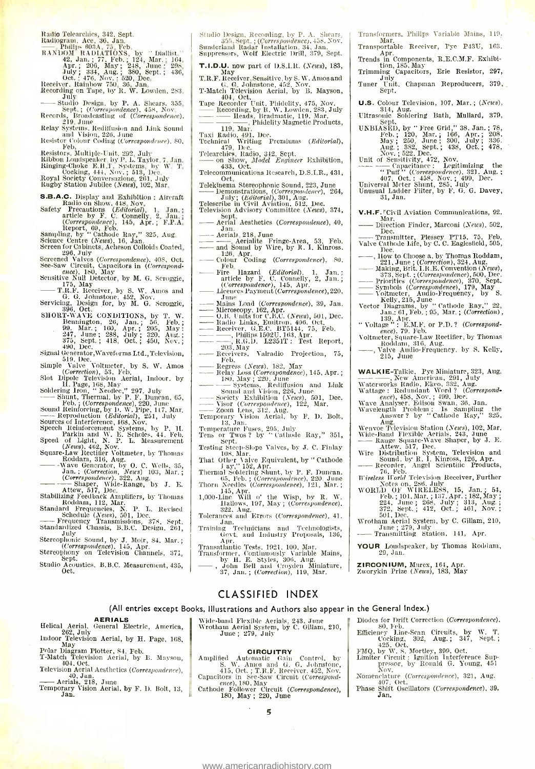Radio Telearchics, 342, Sept.
Radiogram, Ace, 36, Jan.
—— Philips 603A, 75, Feb.
RANDOM RADIATIONS, by "Diallist," 42, Jan.; 77, Feb.; 124, Mar.; 164, Apr.; 206, May; 248, June; 298, July; 334, Aug.; 380, Sept.; 436, Oct.; 476, Nov.; 520, Dec.
Receiver, Rainbow 750, 36, Jan.
Recording on Tape, by R. W. Lowden, 283, July
—— Studio Design, by P. A. Shears, 355, Sept.; (*Correspondence*), 458, Nov.
Records, Broadcasting of (*Correspondence*), 219, June
Relay Systems, Rediffusion and Link Sound and Vision, 226, June
Resistor Colour Coding (*Correspondence*), 80, Feb.
Resistors, Multiple-Unit, 292, July
Ribbon Loudspeaker, by P. L. Taylor, 7, Jan.
Ringing-Choke E.H.T. Systems, by W. T. Cocking, 444, Nov.; 513, Dec.
Royal Society Conversazione, 261, July
Rugby Station Jubilee (*News*), 102, Mar.

**S.B.A.C.** Display and Exhibition: Aircraft Radio on Show, 418, Nov.
Safety Precautions (*Editorial*), 1, Jan.; article by F. C. Connelly, 2, Jan.; (*Correspondence*), 145, Apr.; F.P.A. Report, 69, Feb.
Sampling, by "Cathode Ray," 325, Aug.
Science Centre (*News*), 16, Jan.
Screen for Cabinets, Acheson Colloids Coated, 296, July
Screened Valves (*Correspondence*), 408, Oct.
See-Saw Circuit, Capacitors in (*Correspondence*), 180, May
Sensitive Null Detector, by M. G. Scroggie, 175, May
—— T.R.F. Receiver, by S. W. Amos and G. G. Johnstone, 452, Nov.
Servicing, Design for, by M. G. Scroggie, 396, Oct.
SHORT-WAVE CONDITIONS, by T. W. Bennington, 26, Jan.; 56, Feb.; 99, Mar.; 160, Apr.; 205, May; 247, June; 288, July; 320, Aug.; 375, Sept.; 418, Oct.; 450, Nov.; 490, Dec.
Signal Generator, Waveforms Ltd., Television, 519, Dec.
Simple Valve Voltmeter, by S. W. Amos (*Correction*), 53, Feb.
Slot Dipole Television Aerial, Indoor, by H. Page, 168, May
Soldering Iron, "Neofiec," 297, July
—— Shunt, Thermal, by P. F. Duncan, 65, Feb.; (*Correspondence*), 220, June
Sound Reinforcing, by D. W. Pipe, 117, Mar.
—— Reproduction (*Editorial*), 251, July
Sources of Interference, 468, Nov.
Speech Reinforcement Systems, by P. H. Parkin and W. E. Scholes, 44, Feb.
Speed of Light, N. P. L. Measurement (*News*), 462, Nov.
Square-Law Rectifier Voltmeter, by Thomas Roddam, 316, Aug.
—— -Wave Generator, by O. C. Wells, 35, Jan.; (*Correction, News*) 103, Mar.; (*Correspondence*), 322, Aug.
—— —— Shaper, Wide-Range, by J. E. Attew, 517, Dec.
Stabilizing Feedback Amplifiers, by Thomas Roddam, 112, Mar.
Standard Frequencies, N. P. L. Revised Schedule (*News*), 501, Dec.
—— Frequency Transmissions, 378, Sept.
Standardized Chassis, B.B.C. Design, 261, July
Stereophonic Sound, by J. Moir, 84, Mar.; (*Correspondence*), 145, Apr.
Stereophony on Television Channels, 371, Sept.
Studio Acoustics, B.B.C. Measurement, 435, Oct.
Studio Design, Recording, by P. A. Shears, 355, Sept.; (*Correspondence*), 458, Nov.
Sunderland Radar Installation, 34, Jan.
Suppressors, Wolf Electric Drill, 379, Sept.

**T.I.D.U.** now part of D.S.I.R. (*News*), 183, May
T.R.F. Receiver, Sensitive, by S. W. Amos and G. G. Johnstone, 452, Nov.
T-Match Television Aerial, by B. Mayson, 404, Oct.
Tape Recorder Unit, Phidelity, 475, Nov.
—— Recording, by R. W. Lowden, 283, July
—— —— Heads, Bradmatic, 119, Mar.
—— ——, Phidelity Magnetic Products, 119, Mar.
Taxi Radio, 491, Dec.
Technical Writing Premiums (*Editorial*), 479, Dec.
Telearchics, Radio, 342, Sept.
—— on Show, *Model Engineer* Exhibition, 433, Oct.
Telecommunications Research, D.S.I.R., 431, Oct.
Telekinema Stereophonic Sound, 223, June
—— Demonstrations, (*Correspondence*), 264, July; (*Editorial*), 301, Aug.
Telescribe in Civil Aviation, 512, Dec.
Television Advisory Committee (*News*), 374, Sept.
—— Aerial Aesthetics (*Correspondence*), 40, Jan.
—— Aerials, 218, June
—— ——, Aerialite Fringe-Area, 53, Feb.
—— and Sound by Wire, by R. I. Kinross, 126, Apr.
—— Colour Coding (*Correspondence*), 80, Feb.
—— Fire Hazard (*Editorial*), 1, Jan.; article by F. C. Connelly, 2, Jan.; (*Correspondence*), 145, Apr.
—— Licences Payment (*Correspondence*), 220, June
—— Mains Load (*Correspondence*), 39, Jan.
—— Microscopy, 162, Apr.
—— O.B. Units for C.B.C. (*News*), 501, Dec.
—— Radio Links, Emitron, 406, Oct.
—— Receiver, G.E.C. BT5144, 75, Feb.
—— ——, Philips 1502U, 163, Apr.
—— ——, R.G.D. L2351T: Test Report, 203, May
—— Receivers, Valradio Projection, 75, Feb.
—— Regress (*News*), 182, May
—— Relay Loss (*Correspondence*), 145, Apr.; 180, May; 220, June
—— —— Systems, Rediffusion and Link Sound and Vision, 226, June
—— Society Exhibition (*News*), 501, Dec.
—— Visor (*Correspondence*), 122, Mar.
—— Zoom Lens, 312, Aug.
Temporary Vision Aerial, by F. D. Bolt, 13, Jan.
Temperature Fuses, 295, July
Tens or Twos? by "Cathode Ray," 351, Sept.
Testing Steep-Slope Valves, by J. C. Finlay 108, Mar.
That Other Valve Equivalent, by "Cathode Ray," 152, Apr.
Thermal Soldering Shunt, by P. F. Duncan, 65, Feb.; (*Correspondence*), 220, June
Thorn Needles (*Correspondence*), 121, Mar.; 145, Apr.
1,000-Line Will o' the Wisp, by R. W. Hallows, 197, May; (*Correspondence*), 322, Aug.
Tolerances and Errors (*Correspondence*), 41, Jan.
Training Technicians and Technologists, Govt. and Industry Proposals, 136, Apr.
Transatlantic Tests, 1921, 100, Mar.
Transformer, Continuously Variable Mains, by H. E. Styles, 306, Aug.
——, John Bell and Croydon Miniature, 37, Jan.; (*Correction*), 119, Mar.
Transformers, Philips Variable Mains, 119, Mar.
Transportable Receiver, Pye P43U, 163, Apr.
Trends in Components, R.E.C.M.F. Exhibition, 185, May
Trimming Capacitors, Erie Resistor, 297, July
Tuner Unit, Chapman Reproducers, 379, Sept.

**U.S.** Colour Television, 107, Mar.; (*News*), 314, Aug.
Ultrasonic Soldering Bath, Mullard, 379, Sept.
UNBIASED, by "Free Grid," 38, Jan.; 78, Feb.; 120, Mar.; 166, Apr.; 208, May; 250, June; 300, July; 336, Aug.; 382, Sept.; 438, Oct.; 478, Nov.; 522, Dec.
Unit of Sensitivity, 472, Nov.
—— —— Capacitance: Legitimizing the "Puff" (*Correspondence*), 321, Aug.; 407, Oct.; 458, Nov.; 499, Dec.
Universal Meter Shunt, 285, July
Unusual Ladder Filter, by F. G. G. Davey, 31, Jan.

**V.H.F.** Civil Aviation Communications, 92, Mar.
—— Direction Finder, Marconi (*News*), 502, Dec.
—— Transmitter, Plessey PT15, 75, Feb.
Valve Cathode Life, by C. C. Eaglesfield, 505, Dec.
——, How to Choose a, by Thomas Roddam, 221, June; (*Correction*), 324, Aug.
—— Making, Brit. I.R.E. Convention (*News*), 373, Sept.; (*Correspondence*), 500, Dec.
—— Priorities (*Correspondence*), 370, Sept.
—— Symbols (*Correspondence*), 179, May
—— Voltmeter, Audio-Frequency, by S. Kelly, 215, June
Vector Diagrams, by "Cathode Ray," 22, Jan.; 61, Feb.; 95, Mar.; (*Correction*), 139, Apr.
"Voltage": E.M.F. or P.D.? (*Correspondence*), 79, Feb.
Voltmeter, Square-Law Rectifier, by Thomas Roddam, 316, Aug.
——, Valve Audio-Frequency, by S. Kelly, 215, June

**WALKIE**-Talkie, Pye Miniature, 323, Aug.
—— ——, New American, 291, July
Waterworks Radio, Ekco, 332, Aug.
Wattage: Redundant Word? (*Correspondence*), 458, Nov.; 499, Dec.
Wave Analyser, Edison Swan, 36, Jan.
Wavelength Problem: Is Sampling the Answer? by "Cathode Ray," 325, Aug.
Wenvoe Television Station (*News*), 102, Mar.
Wide-Band Flexible Aerials, 243, June
—— Range Square-Wave Shaper, by J. E. Attew, 517, Dec.
Wire Distribution System, Television and Sound, by R. I. Kinross, 126, Apr.
—— Recorder, Angel Scientific Products, 76, Feb.
*Wireless World* Television Receiver, Further Notes on, 286, July
WORLD OF WIRELESS, 15, Jan.; 54, Feb.; 101, Mar.; 137, Apr.; 182, May; 224, June; 268, July; 313, Aug.; 372, Sept.; 412, Oct.; 461, Nov.; 501, Dec.
Wrotham Aerial System, by C. Gillam, 210, June; 279, July
—— Transmitting Station, 141, Apr.

**YOUR** Loudspeaker, by Thomas Roddam, 29, Jan.

**ZIRCONIUM**, Murex, 164, Apr.
Zworykin Prize (*News*), 183, May

## CLASSIFIED INDEX

(All entries except Books, Illustrations and Authors also appear in the General Index.)

### AERIALS

Helical Aerial, General Electric, America, 262, July
Indoor Television Aerial, by H. Page, 168, May
Polar Diagram Plotter, 84, Feb.
T-Match Television Aerial, by B. Mayson, 404, Oct.
Television Aerial Aesthetics (*Correspondence*), 40, Jan.
—— Aerials, 218, June
Temporary Vision Aerial, by F. D. Bolt, 13, Jan.
Wide-band Flexible Aerials, 243, June
Wrotham Aerial System, by C. Gillam, 210, June; 279, July

### CIRCUITRY

Amplified Automatic Gain Control, by S. W. Amos and G. G. Johnstone, 415, Oct.; T.R.F. Receiver, 452, Nov.
Capacitors in See-Saw Circuit (*Correspondence*), 180, May
Cathode Follower Circuit (*Correspondence*), 180, May; 220, June
Diodes for Drift Correction (*Correspondence*), 80, Feb.
Efficiency Line-Scan Circuits, by W. T. Cocking, 302, Aug.; 347, Sept.; 425, Oct.
FMQ, by W. S. Mortley, 399, Oct.
Limiter Circuit: Ignition Interference Suppressor, by Ronald G. Young, 451 Nov.
Nomenclature (*Correspondence*), 321, Aug. 407, Oct.
Phase Shift Oscillators (*Correspondence*), 39, Jan.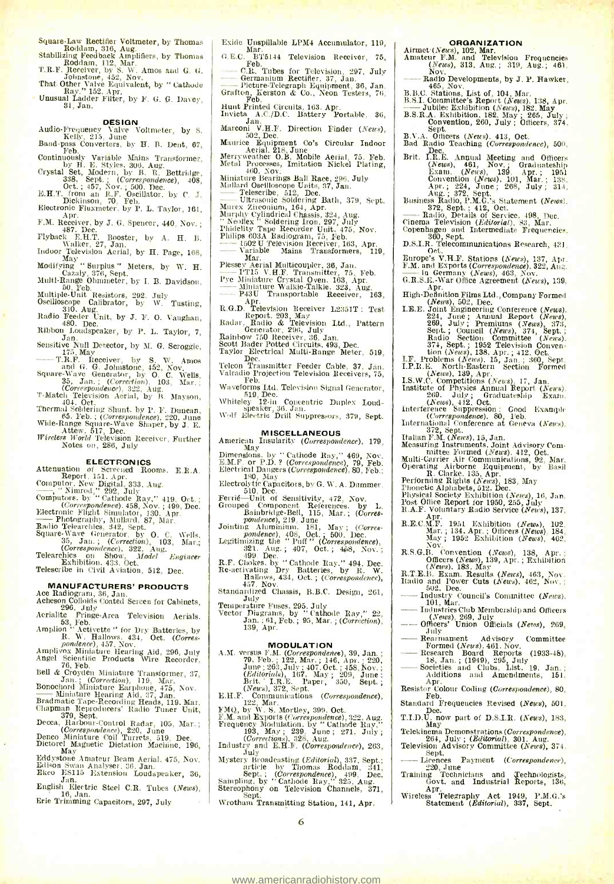Square-Law Rectifier Voltmeter, by Thomas Roddam, 316, Aug.
Stabilizing Feedback Amplifiers, by Thomas Roddam, 112, Mar.
T.R.F. Receiver, by S. W. Amos and G. G. Johnstone, 452, Nov.
That Other Valve Equivalent, by "Cathode Ray," 152, Apr.
Unusual Ladder Filter, by F. G. G. Davey, 31, Jan.

## DESIGN

Audio-Frequency Valve Voltmeter, by S. Kelly, 215, June
Band-pass Converters, by H. B. Dent, 67, Feb.
Continuously Variable Mains Transformer, by H. E. Styles, 306, Aug.
Crystal Set, Modern, by B. R. Bettridge, 338, Sept.; (*Correspondence*), 408, Oct.; 457, Nov.; 500, Dec.
E.H.T. from an R.F. Oscillator, by C. J. Dickinson, 70, Feb.
Electronic Fluxmeter, by P. L. Taylor, 161, Apr.
F.M. Receiver, by J. G. Spencer, 440, Nov.; 487, Dec.
Flyback E.H.T. Booster, by A. H. B. Walker, 27, Jan.
Indoor Television Aerial, by H. Page, 168, May
Modifying "Surplus" Meters, by W. H. Cazaly, 376, Sept.
Multi-Range Ohmmeter, by I. B. Davidson, 50, Feb.
Multiple-Unit Resistors, 292, July
Oscilloscope Calibrator, by W. Tusting, 310, Aug.
Radio Feeder Unit, by J. F. O. Vaughan, 480, Dec.
Ribbon Loudspeaker, by P. L. Taylor, 7, Jan.
Sensitive Null Detector, by M. G. Scroggie, 175, May
—— T.R.F. Receiver, by S. W. Amos and G. G. Johnstone, 452, Nov.
Square-Wave Generator, by O. C. Wells, 35, Jan.; (*Correction*), 103, Mar.; (*Correspondence*), 322, Aug.
T-Match Television Aerial, by B. Mayson, 404, Oct.
Thermal Soldering Shunt, by P. F. Duncan, 65, Feb.; (*Correspondence*), 220, June
Wide-Range Square-Wave Shaper, by J. E. Attew, 517, Dec.
*Wireless World* Television Receiver, Further Notes on, 286, July

## ELECTRONICS

Attenuation of Screened Rooms, E.R.A. Report, 151, Apr.
Computor, New Digital, 333, Aug.
——, "Nimrod," 292, July
Computors, by "Cathode Ray," 419, Oct.; (*Correspondence*), 458, Nov.; 499, Dec.
Electronic Flight Simulator, 130, Apr.
—— Photography, Mullard, 87, Mar.
Radio Telearchics, 342, Sept.
Square-Wave Generator, by O. C. Wells, 35, Jan.; (*Correction*), 103, Mar.; (*Correspondence*), 322, Aug.
Telearchics on Show, *Model Engineer* Exhibition, 433, Oct.
Telescribe in Civil Aviation, 512, Dec.

## MANUFACTURERS' PRODUCTS

Ace Radiogram, 36, Jan.
Acheson Colloids Coated Screen for Cabinets, 296, July
Aerialite Fringe-Area Television Aerials, 53, Feb.
Amplion "Activette" for Dry Batteries, by R. W. Hallows, 434, Oct. (*Correspondence*), 457, Nov.
Amplivox Miniature Hearing Aid, 296, July
Angel Scientific Products Wire Recorder, 76, Feb.
Bell & Croyden Miniature Transformer, 37, Jan.; (*Correction*), 119, Mar.
Bonochord Miniature Earphone, 475, Nov.
—— Miniature Hearing Aid, 37, Jan.
Bradmatic Tape-Recording Heads, 119, Mar.
Chapman Reproducers' Radio Tuner Unit, 379, Sept.
Decca, Harbour-Control Radar, 105, Mar.; (*Correspondence*), 220, June
Denco Miniature Coil Turrets, 519, Dec.
Dictorel Magnetic Dictation Machine, 196, May
Eddystone Amateur Beam Aerial, 475, Nov.
Edison Swan Analyser, 36, Jan.
Ekco ES115 Extension Loudspeaker, 36, Jan.
English Electric Steel C.R. Tubes (*News*), 16, Jan.
Erie Trimming Capacitors, 297, July
Exide Unspillable LPM4 Accumulator, 119, Mar.
G.E.C. BT5144 Television Receiver, 75, Feb.
—— C.R. Tubes for Television, 297, July
—— Germanium Rectifier, 37, Jan.
—— Picture-Telegraph Equipment, 36, Jan.
Grafton, Kerston & Co., Neon Testers, 76, Feb.
Hunt Printed Circuits, 163, Apr.
Invicta A.C./D.C. Battery Portable, 36, Jan.
Marconi V.H.F. Direction Finder (*News*), 502, Dec.
Maurice Equipment Co's Circular Indoor Aerial, 218, June
Merryweather O.B. Mobile Aerial, 75, Feb.
Metal Processes, Imitation Nickel Plating, 460, Nov.
Miniature Bearings Ball Race, 296, July
Mullard Oscilloscope Units, 37, Jan.
—— Telescribe, 512, Dec.
—— Ultrasonic Soldering Bath, 379, Sept.
Murex Zirconium, 164, Apr.
Murphy Cylindrical Chassis, 324, Aug.
"Neoflex" Soldering Iron, 297, July
Philiclity Tape Recorder Unit, 475, Nov.
Philips 603A Radiogram, 75, Feb.
—— 1502 U Television Receiver, 163, Apr.
—— Variable Mains Transformers, 119, Mar.
Plessey Aerial Multicoupler, 36, Jan.
—— PT15 V.H.F. Transmitter, 75, Feb.
Pye Miniature Crystal Oven, 163, Apr.
—— Miniature Walkie-Talkie, 323, Aug.
—— P43U Transportable Receiver, 163, Apr.
R.G.D. Television Receiver L2351T: Test Report, 203, May
Radar, Radio & Television Ltd., Pattern Generator, 296, July
Rainbow 750 Receiver, 36, Jan.
Scott Bader Potted Circuits, 493, Dec.
Taylor Electrical Multi-Range Meter, 519, Dec.
Telcon Transmitter Feeder Cable, 37, Jan.
Valradio Projection Television Receivers, 75, Feb.
Waveforms Ltd. Television Signal Generator, 519, Dec.
Whiteley 12-in Concentric Duplex Loudspeaker, 36, Jan.
Wolf Electric Drill Suppressors, 379, Sept.

## MISCELLANEOUS

American Insularity (*Correspondence*), 179, May
Dimensions, by "Cathode Ray," 469, Nov.
E.M.F. or P.D.? (*Correspondence*), 79, Feb.
Electrical Dangers (*Correspondence*), 80, Feb.; 180, May
Electrolytic Capacitors, by G. W. A. Dummer, 510, Dec.
Ferrié—Unit of Sensitivity, 472, Nov.
Grouped Component References, by L. Bainbridge-Bell, 115, Mar.; (*Correspondence*), 219, June
Jointing Aluminium, 181, May; (*Correspondence*), 408, Oct.; 500, Dec.
Legitimizing the "Puff" (*Correspondence*), 321, Aug.; 407, Oct.; 458, Nov.; 499, Dec.
R.F. Chokes, by "Cathode Ray," 494, Dec.
Re-activating Dry Batteries, by R. W. Hallows, 434, Oct.; (*Correspondence*), 457, Nov.
Standardized Chassis, B.B.C. Design, 261, July
Temperature Fuses, 295, July
Vector Diagrams, by "Cathode Ray," 22, Jan.; 61, Feb.; 95, Mar.; (*Correction*), 139, Apr.

## MODULATION

A.M. versus F.M. (*Correspondence*), 39, Jan.; 79, Feb.; 122, Mar.; 146, Apr.; 220, June; 263, July; 407, Oct.; 458, Nov.; (*Editorials*), 167, May; 209, June; Brit. I.R.E. Paper, 350, Sept.; (*News*), 372, Sept.
E.H.F. Communications (*Correspondence*), 122, Mar.
FMQ, by W. S. Mortley, 399, Oct.
F.M. and Exports (*Correspondence*), 322, Aug.
Frequency Modulation, by "Cathode Ray," 193, May; 239, June; 271, July; (*Corrections*), 325, Aug.
Industry and E.H.F. (*Correspondence*), 263, July
Mystery Broadcasting (*Editorial*), 337, Sept.; article by Thomas Roddam, 341, Sept.; (*Correspondence*), 499, Dec.
Sampling, by "Cathode Ray," 325, Aug.
Stereophony on Television Channels, 371, Sept.
Wrotham Transmitting Station, 141, Apr.

## ORGANIZATION

Airmet (*News*), 102, Mar.
Amateur F.M. and Television Frequencies (*News*), 313, Aug.; 319, Aug.; 461, Nov.
—— Radio Developments, by J. P. Hawker, 465, Nov.
B.B.C. Stations, List of, 104, Mar.
B.S.I. Committee's Report (*News*), 138, Apr.
—— Jubilee Exhibition (*News*), 182, May
B.S.R.A. Exhibition, 182, May; 265, July; Convention, 260, July; Officers, 374, Sept.
B.V.A. Officers (*News*), 413, Oct.
Bad Radio Teaching (*Correspondence*), 500, Dec.
Brit. I.R.E. Annual Meeting and Officers (*News*), 461, Nov.; Graduateship Exam. (*News*), 139, Apr.; 1951 Convention (*News*), 101, Mar.; 138, Apr.; 224, June; 268, July; 314, Aug.; 372, Sept.
Business Radio, P.M.G.'s Statement (*News*), 372, Sept.; 412, Oct.
—— Radio, Details of Service, 498, Dec.
Cinema Television (*Editorial*), 83, Mar.
Copenhagen and Intermediate Frequencies, 360, Sept.
D.S.I.R. Telecommunications Research, 431, Oct.
Europe's V.H.F. Stations (*News*), 137, Apr.
F.M. and Exports (*Correspondence*), 322, Aug.
—— in Germany (*News*), 463, Nov.
G.R.S.E.-War Office Agreement (*News*), 139, Apr.
High-Definition Films Ltd., Company Formed (*News*), 502, Dec.
I.E.E. Joint Engineering Conference (*News*), 224, June; Annual Report (*News*), 269, July; Premiums (*News*), 373, Sept.; Council (*News*), 374, Sept.; Radio Section Committee (*News*), 374, Sept.; 1952 Television Convention (*News*), 138, Apr.; 412, Oct.
I.F. Problems (*News*), 15, Jan.; 360, Sept.
I.P.R.E. North-Eastern Section Formed (*News*), 139, Apr.
I.S.W.C. Competitions (*News*), 17, Jan.
Institute of Physics Annual Report (*News*), 269, July; Graduateship Exam. (*News*), 412, Oct.
Interference Suppression: Good Example (*Correspondence*), 80, Feb.
International Conference at Geneva (*News*), 372, Sept.
Italian F.M. (*News*), 15, Jan.
Measuring Instruments, Joint Advisory Committee Formed (*News*), 412, Oct.
Multi-Carrier Air Communications, 92, Mar.
Operating Airborne Equipment, by Basil R. Clarke, 135, Apr.
Performing Rights (*News*), 183, May
Phonetic Alphabets, 512, Dec.
Physical Society Exhibition (*News*), 16, Jan.
Post Office Report for 1950, 255, July
R.A.F. Voluntary Radio Service (*News*), 137, Apr.
R.E.C.M.F. 1951 Exhibition (*News*), 102, Mar.; 134, Apr.; Officers (*News*), 184, May; 1952 Exhibition (*News*), 462, Nov.
R.S.G.B. Convention (*News*), 138, Apr.; Officers (*News*), 139, Apr.; Exhibition (*News*), 183, May
R.T.E.B. Exam. Results (*News*), 463, Nov.
Radio and Power Cuts (*News*), 462, Nov.; 502, Dec.
—— Industry Council's Committee (*News*), 101, Mar.
—— Industries Club Membership and Officers (*News*), 269, July
—— Officers' Union Officials (*News*), 269, July
—— Rearmament Advisory Committee Formed (*News*), 461, Nov.
—— Research Board Reports (1933-48), 18, Jan.; (1949), 295, July
—— Societies and Clubs, List, 19, Jan.; Additions and Amendments, 151, Apr.
Resistor Colour Coding (*Correspondence*), 80, Feb.
Standard Frequencies Revised (*News*), 501, Dec.
T.I.D.U. now part of D.S.I.R. (*News*), 183, May
Telekinema Demonstrations (*Correspondence*), 264, July; (*Editorial*), 301, Aug.
Television Advisory Committee (*News*), 374, Sept.
—— Licences Payment (*Correspondence*), 220, June
Training Technicians and Technologists, Govt. and Industrial Reports, 136, Apr.
Wireless Telegraphy Act 1949, P.M.G.'s Statement (*Editorial*), 337, Sept.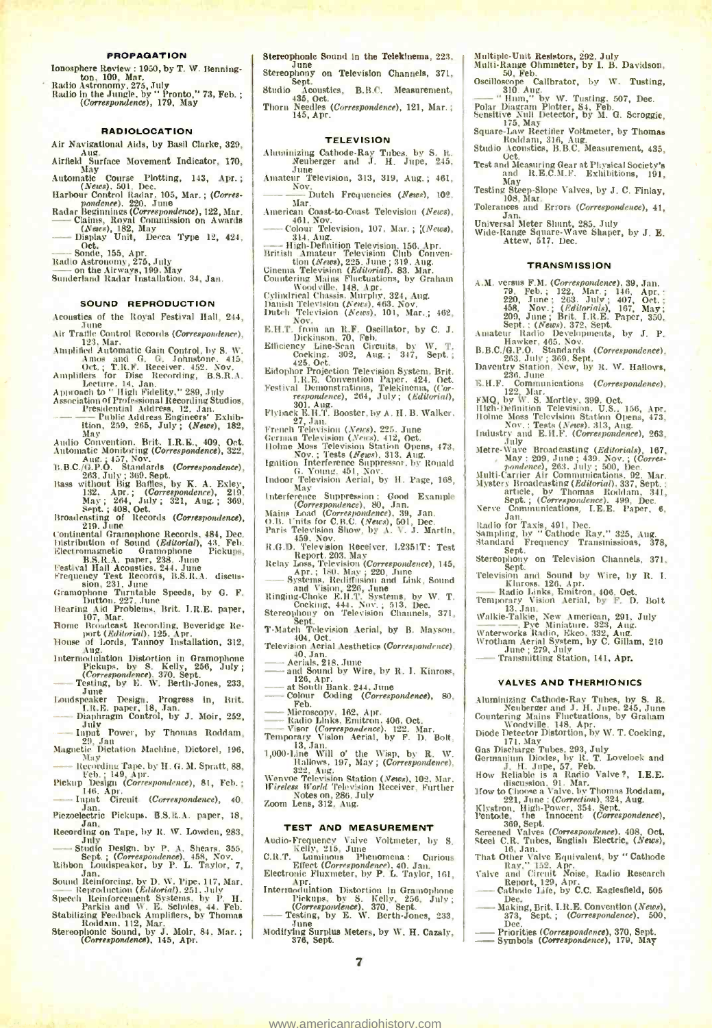## PROPAGATION

Ionosphere Review : 1950, by T. W. Bennington, 109, Mar.
Radio Astronomy, 275, July
Radio in the Jungle, by "Pronto," 73, Feb. ; (*Correspondence*), 179, May

## RADIOLOCATION

Air Navigational Aids, by Basil Clarke, 329, Aug.
Airfield Surface Movement Indicator, 170, May
Automatic Course Plotting, 143, Apr. ; (*News*), 501, Dec.
Harbour Control Radar, 105, Mar. ; (*Correspondence*), 220, June
Radar Beginnings (*Correspondence*), 122, Mar.
—— Claims, Royal Commission on Awards (*News*), 182, May
—— Display Unit, Decca Type 12, 424, Oct.
—— Sonde, 155, Apr.
Radio Astronomy, 275, July
—— on the Airways, 199, May
Sunderland Radar Installation, 34, Jan.

## SOUND REPRODUCTION

Acoustics of the Royal Festival Hall, 244, June
Air Traffic Control Records (*Correspondence*), 123, Mar.
Amplified Automatic Gain Control, by S. W. Amos and G. G. Johnstone, 415, Oct. ; T.R.F. Receiver, 452, Nov.
Amplifiers for Disc Recording, B.S.R.A. Lecture, 14, Jan.
Approach to "High Fidelity," 289, July
Association of Professional Recording Studios, Presidential Address, 12, Jan.
—— —— Public Address Engineers' Exhibition, 259, 265, July; (*News*), 182, May
Audio Convention, Brit. I.R.E., 409, Oct.
Automatic Monitoring (*Correspondence*), 322, Aug. ; 457, Nov.
B.B.C./G.P.O. Standards (*Correspondence*), 263, July ; 369, Sept.
Bass without Big Baffles, by K. A. Exley, 132, Apr. ; (*Correspondence*), 219, May ; 264, July ; 321, Aug. ; 369, Sept. ; 408, Oct.
Broadcasting of Records (*Correspondence*), 219, June
Continental Gramophone Records, 484, Dec.
Distribution of Sound (*Editorial*), 43, Feb.
Electromagnetic Gramophone Pickups, B.S.R.A. paper, 238, June
Festival Hall Acoustics, 244, June
Frequency Test Records, B.S.R.A. discussion, 231, June
Gramophone Turntable Speeds, by G. F. Dutton, 227, June
Hearing Aid Problems, Brit. I.R.E. paper, 107, Mar.
Home Broadcast Recording, Beveridge Report (*Editorial*), 125, Apr.
House of Lords, Tannoy Installation, 312, Aug.
Intermodulation Distortion in Gramophone Pickups, by S. Kelly, 256, July ; (*Correspondence*), 370, Sept.
—— Testing, by E. W. Berth-Jones, 233, June
Loudspeaker Design, Progress in, Brit. I.R.E. paper, 18, Jan.
—— Diaphragm Control, by J. Moir, 252, July
—— Input Power, by Thomas Roddam, 29, Jan
Magnetic Dictation Machine, Dictorel, 196, May
—— Recording Tape, by H. G. M. Spratt, 88, Feb. ; 149, Apr.
Pickup Design (*Correspondence*), 81, Feb. ; 146, Apr.
—— Input Circuit (*Correspondence*), 40, Jan.
Piezoelectric Pickups, B.S.R.A. paper, 18, Jan.
Recording on Tape, by R. W. Lowden, 283, July
—— Studio Design, by P. A. Shears, 355, Sept. ; (*Correspondence*), 458, Nov.
Ribbon Loudspeaker, by P. L. Taylor, 7, Jan.
Sound Reinforcing, by D. W. Pipe, 117, Mar.
—— Reproduction (*Editorial*), 251, July
Speech Reinforcement Systems, by P. H. Parkin and W. E. Scholes, 44, Feb.
Stabilizing Feedback Amplifiers, by Thomas Roddam, 112, Mar.
Stereophonic Sound, by J. Moir, 84, Mar. ; (*Correspondence*), 145, Apr.
Stereophonic Sound in the Telekinema, 223, June
Stereophony on Television Channels, 371, Sept.
Studio Acoustics, B.B.C. Measurement, 435, Oct.
Thorn Needles (*Correspondence*), 121, Mar. ; 145, Apr.

## TELEVISION

Aluminizing Cathode-Ray Tubes, by S. R. Neuberger and J. H. Jupe, 245, June
Amateur Television, 313, 319, Aug. ; 461, Nov.
—— —— Dutch Frequencies (*News*), 102, Mar.
American Coast-to-Coast Television (*News*), 461, Nov.
—— Colour Television, 107, Mar. ; (*News*), 314, Aug.
—— High-Definition Television, 156, Apr.
British Amateur Television Club Convention (*News*), 225, June ; 319, Aug.
Cinema Television (*Editorial*), 83, Mar.
Countering Mains Fluctuations, by Graham Woodville, 148, Apr.
Cylindrical Chassis, Murphy, 324, Aug.
Danish Television (*News*), 463, Nov.
Dutch Television (*News*), 101, Mar. ; 462, Nov.
E.H.T. from an R.F. Oscillator, by C. J. Dickinson, 70, Feb.
Efficiency Line-Scan Circuits, by W. T. Cocking, 302, Aug. ; 347, Sept. ; 425, Oct.
Eidophor Projection Television System, Brit. I.R.E. Convention Paper, 424, Oct.
Festival Demonstrations, Telekinema, (*Correspondence*), 264, July ; (*Editorial*), 301, Aug.
Flyback E.H.T. Booster, by A. H. B. Walker, 27, Jan.
French Television (*News*), 225, June
German Television (*News*), 412, Oct.
Holme Moss Television Station Opens, 473, Nov. ; Tests (*News*), 313, Aug.
Ignition Interference Suppressor, by Ronald G. Young, 451, Nov.
Indoor Television Aerial, by H. Page, 168, May
Interference Suppression : Good Example (*Correspondence*), 80, Jan.
Mains Load (*Correspondence*), 39, Jan.
O.B. Units for C.B.C. (*News*), 501, Dec.
Paris Television Show, by A. V. J. Martin, 459, Nov.
R.G.D. Television Receiver, L2351T: Test Report, 203, May
Relay Loss, Television (*Correspondence*), 145, Apr. ; 180, May ; 220, June
—— Systems, Rediffusion and Link, Sound and Vision, 226, June
Ringing-Choke E.H.T. Systems, by W. T. Cocking, 444, Nov. ; 513, Dec.
Stereophony on Television Channels, 371, Sept.
T-Match Television Aerial, by B. Mayson, 404, Oct.
Television Aerial Aesthetics (*Correspondence*), 40, Jan.
—— Aerials, 218, June
—— and Sound by Wire, by R. I. Kinross, 126, Apr.
—— at South Bank, 244, June
—— Colour Coding (*Correspondence*), 80, Feb.
—— Microscopy, 162, Apr.
—— Radio Links, Emitron, 406, Oct.
—— Visor (*Correspondence*), 122, Mar.
Temporary Vision Aerial, by F. D. Bolt, 13, Jan.
1,000-Line Will o' the Wisp, by R. W. Hallows, 197, May ; (*Correspondence*), 322, Aug.
Wenvoe Television Station (*News*), 102, Mar.
*Wireless World* Television Receiver, Further Notes on, 286, July
Zoom Lens, 312, Aug.

## TEST AND MEASUREMENT

Audio-Frequency Valve Voltmeter, by S. Kelly, 215, June
C.R.T. Luminous Phenomena : Curious Effect (*Correspondence*), 40, Jan.
Electronic Fluxmeter, by P. L. Taylor, 161, Apr.
Intermodulation Distortion in Gramophone Pickups, by S. Kelly, 256, July ; (*Correspondence*), 370, Sept.
—— Testing, by E. W. Berth-Jones, 233, June
Modifying Surplus Meters, by W. H. Cazaly, 376, Sept.
Multiple-Unit Resistors, 292, July
Multi-Range Ohmmeter, by I. B. Davidson, 50, Feb.
Oscilloscope Calibrator, by W. Tusting, 310, Aug.
—— "Hum," by W. Tusting, 507, Dec.
Polar Diagram Plotter, 84, Feb.
Sensitive Null Detector, by M. G. Scroggie, 175, May
Square-Law Rectifier Voltmeter, by Thomas Roddam, 316, Aug.
Studio Acoustics, B.B.C. Measurement, 435, Oct.
Test and Measuring Gear at Physical Society's and R.E.C.M.F. Exhibitions, 191, May
Testing Steep-Slope Valves, by J. C. Finlay, 108, Mar.
Tolerances and Errors (*Correspondence*), 41, Jan.
Universal Meter Shunt, 285, July
Wide-Range Square-Wave Shaper, by J. E. Attew, 517, Dec.

## TRANSMISSION

A.M. versus F.M. (*Correspondence*), 39, Jan. 79, Feb. ; 122, Mar. ; 146, Apr. ; 220, June ; 263, July ; 407, Oct. ; 458, Nov. ; (*Editorials*), 167, May ; 209, June ; Brit. I.R.E. Paper, 350, Sept. ; (*News*), 372, Sept.
Amateur Radio Developments, by J. P. Hawker, 465, Nov.
B.B.C./G.P.O. Standards (*Correspondence*), 263, July ; 369, Sept.
Daventry Station, New, by R. W. Hallows, 236, June
E.H.F. Communications (*Correspondence*), 122, Mar.
FMQ, by W. S. Mortley, 399, Oct.
High-Definition Television, U.S., 156, Apr.
Holme Moss Television Station Opens, 473, Nov. ; Tests (*News*), 313, Aug.
Industry and E.H.F. (*Correspondence*), 263, July
Metre-Wave Broadcasting (*Editorials*), 167, May ; 209, June ; 439, Nov. ; (*Correspondence*), 263, July ; 500, Dec.
Multi-Carrier Air Communications, 92, Mar.
Mystery Broadcasting (*Editorial*), 337, Sept. ; article, by Thomas Roddam, 341, Sept. ; (*Correspondence*), 499, Dec.
Nerve Communications, I.E.E. Paper, 6, Jan.
Radio for Taxis, 491, Dec.
Sampling, by "Cathode Ray," 325, Aug.
Standard Frequency Transmissions, 378, Sept.
Stereophony on Television Channels, 371, Sept.
Television and Sound by Wire, by R. I. Kinross, 126, Apr.
—— Radio Links, Emitron, 406, Oct.
Temporary Vision Aerial, by F. D. Bolt 13, Jan.
Walkie-Talkie, New American, 291, July
—— ——, Pye Miniature, 323, Aug.
Waterworks Radio, Ekco, 332, Aug.
Wrotham Aerial System, by C. Gillam, 210 June ; 279, July
—— Transmitting Station, 141, Apr.

## VALVES AND THERMIONICS

Aluminizing Cathode-Ray Tubes, by S. R. Neuberger and J. H. Jupe, 245, June
Countering Mains Fluctuations, by Graham Woodville, 148, Apr.
Diode Detector Distortion, by W. T. Cocking, 171, May
Gas Discharge Tubes, 293, July
Germanium Diodes, by R. T. Lovelock and J. H. Jupe, 57, Feb.
How Reliable is a Radio Valve ?, I.E.E. discussion, 91, Mar.
How to Choose a Valve, by Thomas Roddam, 221, June ; (*Correction*), 324, Aug.
Klystron, High-Power, 354, Sept.
Pentode, the Innocent (*Correspondence*), 369, Sept.
Screened Valves (*Correspondence*), 408, Oct.
Steel C.R. Tubes, English Electric, (*News*), 16, Jan.
That Other Valve Equivalent, by "Cathode Ray," 152, Apr.
Valve and Circuit Noise, Radio Research Report, 129, Apr.
—— Cathode Life, by C.C. Eaglesfield, 505 Dec.
—— Making, Brit. I.R.E. Convention (*News*), 373, Sept. ; (*Correspondence*), 500, Dec.
—— Priorities (*Correspondence*), 370, Sept.
—— Symbols (*Correspondence*), 179, May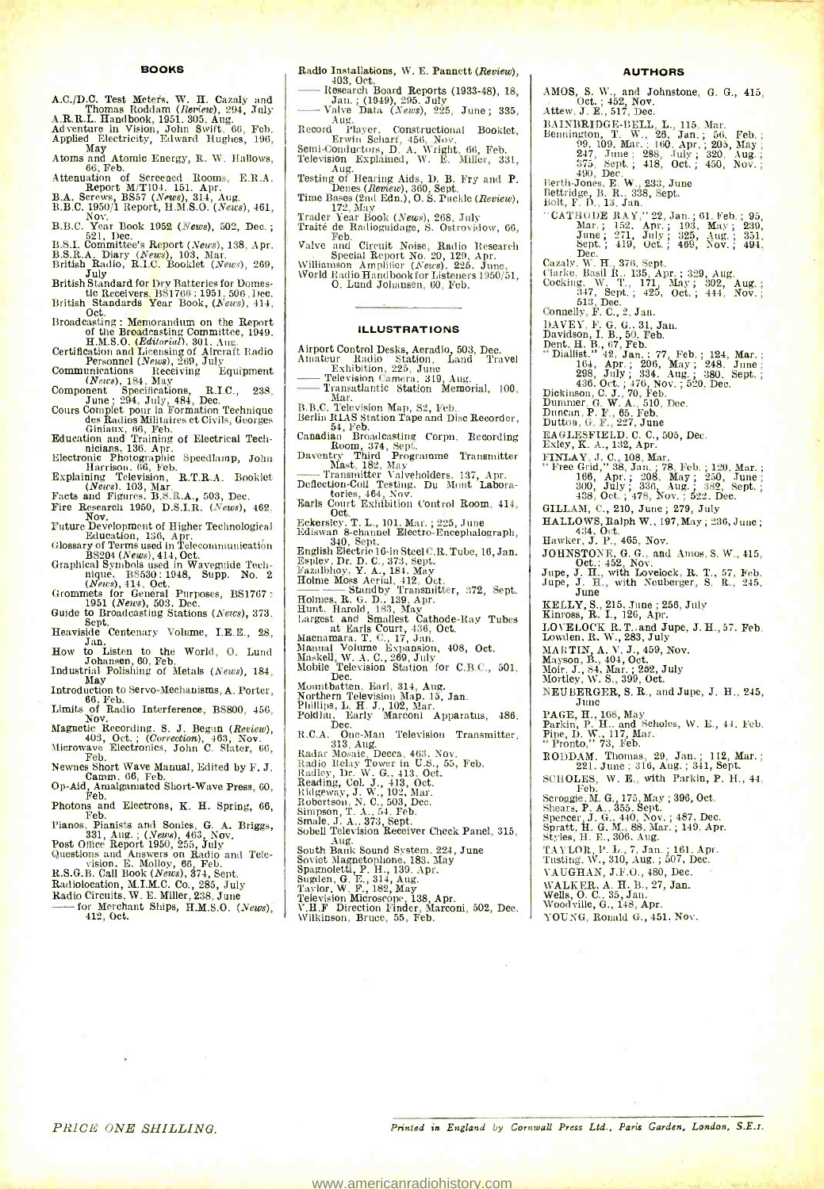## BOOKS

A.C./D.C. Test Meters, W. H. Cazaly and Thomas Roddam (*Review*), 294, July
A.R.R.L. Handbook, 1951. 305, Aug.
Adventure in Vision, John Swift, 66, Feb.
Applied Electricity, Edward Hughes, 196, May
Atoms and Atomic Energy, R. W. Hallows, 66, Feb.
Attenuation of Screened Rooms, E.R.A. Report M/T104, 151, Apr.
B.A. Screws, BS57 (*News*), 314, Aug.
B.B.C. 1950/1 Report, H.M.S.O. (*News*), 461, Nov.
B.B.C. Year Book 1952 (*News*), 502, Dec.; 521, Dec.
B.S.I. Committee's Report (*News*), 138, Apr.
B.S.R.A. Diary (*News*), 103, Mar.
British Radio, R.I.C. Booklet (*News*), 269, July
British Standard for Dry Batteries for Domestic Receivers, BS1766 : 1951, 506, Dec.
British Standards Year Book, (*News*), 414, Oct.
Broadcasting : Memorandum on the Report of the Broadcasting Committee, 1949. H.M.S.O. (*Editorial*), 301, Aug.
Certification and Licensing of Aircraft Radio Personnel (*News*), 269, July
Communications Receiving Equipment (*News*), 184, May
Component Specifications, R.I.C., 238, June; 294, July, 484, Dec.
Cours Complet pour la Formation Technique des Radios Militaires et Civils, Georges Giniaux, 66, Feb.
Education and Training of Electrical Technicians, 136, Apr.
Electronic Photographic Speedlamp, John Harrison, 66, Feb.
Explaining Television, R.T.R.A. Booklet (*News*), 103, Mar.
Facts and Figures, B.S.R.A., 503, Dec.
Fire Research 1950, D.S.I.R. (*News*), 462, Nov.
Future Development of Higher Technological Education, 136, Apr.
Glossary of Terms used in Telecommunication BS204 (*News*), 414, Oct.
Graphical Symbols used in Waveguide Technique, BS530 : 1948, Supp. No. 2 (*News*), 414, Oct.
Grommets for General Purposes, BS1767 : 1951 (*News*), 503, Dec.
Guide to Broadcasting Stations (*News*), 373, Sept.
Heaviside Centenary Volume, I.E.E., 28, Jan.
How to Listen to the World, O. Lund Johansen, 60, Feb.
Industrial Polishing of Metals (*News*), 184, May
Introduction to Servo-Mechanisms, A. Porter, 66, Feb.
Limits of Radio Interference, BS800, 456, Nov.
Magnetic Recording, S. J. Begun (*Review*), 403, Oct.; (*Correction*), 463, Nov.
Microwave Electronics, John C. Slater, 66, Feb.
Newnes Short Wave Manual, Edited by F. J. Camm, 66, Feb.
Op-Aid, Amalgamated Short-Wave Press, 60, Feb.
Photons and Electrons, K. H. Spring, 66, Feb.
Pianos, Pianists and Sonics, G. A. Briggs, 331, Aug.; (*News*), 463, Nov.
Post Office Report 1950, 255, July
Questions and Answers on Radio and Television, E. Molloy, 66, Feb.
R.S.G.B. Call Book (*News*), 374, Sept.
Radiolocation, M.I.M.C. Co., 285, July
Radio Circuits, W. E. Miller, 238, June
—— for Merchant Ships, H.M.S.O. (*News*), 412, Oct.
Radio Installations, W. E. Pannett (*Review*), 403, Oct.
—— Research Board Reports (1933-48), 18, Jan.; (1949), 295, July
—— Valve Data (*News*), 225, June; 335, Aug.
Record Player, Constructional Booklet, Erwin Scharf, 456, Nov.
Semi-Conductors, D. A. Wright, 66, Feb.
Television Explained, W. E. Miller, 331, Aug.
Testing of Hearing Aids, D. B. Fry and P. Denes (*Review*), 360, Sept.
Time Bases (2nd Edn.), O. S. Puckle (*Review*), 172, May
Trader Year Book (*News*), 268, July
Traité de Radioguidage, S. Ostrovidow, 66, Feb.
Valve and Circuit Noise, Radio Research Special Report No. 20, 129, Apr.
Williamson Amplifier (*News*), 225, June.
World Radio Handbook for Listeners 1950/51, O. Lund Johansen, 60, Feb.

## ILLUSTRATIONS

Airport Control Desks, Aeradio, 503, Dec.
Amateur Radio Station, Land Travel Exhibition, 225, June
—— Television Camera, 319, Aug.
—— Transatlantic Station Memorial, 100, Mar.
B.B.C. Television Map, 82, Feb.
Berlin RIAS Station Tape and Disc Recorder, 54, Feb.
Canadian Broadcasting Corpn. Recording Room, 374, Sept.
Daventry Third Programme Transmitter Mast, 182, May
—— Transmitter Valveholders, 137, Apr.
Deflection-Coil Testing, Du Mont Laboratories, 464, Nov.
Earls Court Exhibition Control Room, 414, Oct.
Eckersley, T. L., 101, Mar.; 225, June
Ediswan 8-channel Electro-Encephalograph, 340, Sept.
English Electric 16-in Steel C.R. Tube, 16, Jan.
Espley, Dr. D. C., 373, Sept.
Fazalbhoy, Y. A., 184, May
Holme Moss Aerial, 412, Oct.
—— —— Standby Transmitter, 372, Sept.
Holmes, R. G. D., 139, Apr.
Hunt, Harold, 183, May
Largest and Smallest Cathode-Ray Tubes at Earls Court, 436, Oct.
Macnamara, T. C., 17, Jan.
Manual Volume Expansion, 408, Oct.
Maskell, W. A. C., 269, July
Mobile Television Station for C.B.C., 501, Dec.
Mountbatten, Earl, 314, Aug.
Northern Television Map, 15, Jan.
Phillips, L. H. J., 102, Mar.
Poldhu, Early Marconi Apparatus, 486, Dec.
R.C.A. One-Man Television Transmitter, 313, Aug.
Radar Mosaic, Decca, 463, Nov.
Radio Relay Tower in U.S., 55, Feb.
Radley, Dr. W. G., 413, Oct.
Reading, Col. J., 413, Oct.
Ridgeway, J. W., 102, Mar.
Robertson, N. C., 503, Dec.
Simpson, T. A., 54, Feb.
Smale, J. A., 373, Sept.
Sobell Television Receiver Check Panel, 315, Aug.
South Bank Sound System, 224, June
Soviet Magnetophone, 183, May
Spagnoletti, P. H., 139, Apr.
Sugden, G. E., 314, Aug.
Taylor, W. F., 182, May
Television Microscope, 138, Apr.
V.H.F Direction Finder, Marconi, 502, Dec.
Wilkinson, Bruce, 55, Feb.

## AUTHORS

AMOS, S. W., and Johnstone, G. G., 415, Oct.; 452, Nov.
Attew, J. E., 517, Dec.
BAINBRIDGE-BELL, L., 115, Mar.
Bennington, T. W., 26, Jan.; 56, Feb.; 99, 109, Mar.; 160, Apr.; 205, May; 247, June; 288, July; 320, Aug.; 375, Sept.; 418, Oct.; 450, Nov.; 490, Dec.
Berth-Jones, E. W., 233, June
Bettridge, B. R., 338, Sept.
Bolt, F. D., 13, Jan.
"CATHODE RAY," 22, Jan.; 61, Feb.; 95, Mar.; 152, Apr.; 193, May; 239, June; 271, July; 325, Aug.; 351, Sept.; 419, Oct.; 469, Nov.; 494, Dec.
Cazaly, W. H., 376, Sept.
Clarke, Basil R., 135, Apr.; 329, Aug.
Cocking, W. T., 171, May; 302, Aug.; 347, Sept.; 425, Oct.; 444, Nov.; 513, Dec.
Connelly, F. C., 2, Jan.
DAVEY, F. G. G., 31, Jan.
Davidson, I. B., 50, Feb.
Dent, H. B., 67, Feb.
"Diallist," 42, Jan.; 77, Feb.; 124, Mar.; 164, Apr.; 206, May; 248, June; 298, July; 334, Aug.; 380, Sept.; 436, Oct.; 476, Nov.; 520, Dec.
Dickinson, C. J., 70, Feb.
Dummer, G. W. A., 510, Dec.
Duncan, P. F., 65, Feb.
Dutton, G. F., 227, June
EAGLESFIELD, C. C., 505, Dec.
Exley, K. A., 132, Apr.
FINLAY, J. C., 108, Mar.
"Free Grid," 38, Jan.; 78, Feb.; 120, Mar.; 166, Apr.; 208, May; 250, June; 300, July; 336, Aug.; 382, Sept.; 438, Oct.; 478, Nov.; 522, Dec.
GILLAM, C., 210, June; 279, July
HALLOWS, Ralph W., 197, May; 236, June; 434, Oct.
Hawker, J. P., 465, Nov.
JOHNSTONE, G. G., and Amos, S. W., 415, Oct.; 452, Nov.
Jupe, J. H., with Lovelock, R. T., 57, Feb.
Jupe, J. H., with Neuberger, S. R., 245, June
KELLY, S., 215, June; 256, July
Kinross, R. I., 126, Apr.
LOVELOCK R. T., and Jupe, J. H., 57, Feb.
Lowden, R. W., 283, July
MARTIN, A. V. J., 459, Nov.
Mayson, B., 404, Oct.
Moir, J., 84, Mar.; 262, July
Mortley, W. S., 399, Oct.
NEUBERGER, S. R., and Jupe, J. H., 245, June
PAGE, H., 168, May
Parkin, P. H., and Scholes, W. E., 44, Feb.
Pipe, D. W., 117, Mar.
"Pronto," 73, Feb.
RODDAM, Thomas, 29, Jan.; 112, Mar.; 221, June; 316, Aug.; 341, Sept.
SCHOLES, W. E., with Parkin, P. H., 44, Feb.
Scroggie, M. G., 175, May; 396, Oct.
Shears, P. A., 355, Sept.
Spencer, J. G., 440, Nov.; 487, Dec.
Spratt, H. G. M., 88, Mar.; 149, Apr.
Styles, H. E., 306, Aug.
TAYLOR, P. L., 7, Jan.; 161, Apr.
Tusting, W., 310, Aug.; 507, Dec.
VAUGHAN, J.F.O., 480, Dec.
WALKER, A. H. B., 27, Jan.
Wells, O. C., 35, Jan.
Woodville, G., 148, Apr.
YOUNG, Ronald G., 451, Nov.

PRICE ONE SHILLING.

*Printed in England by Cornwall Press Ltd., Paris Garden, London, S.E.1.*